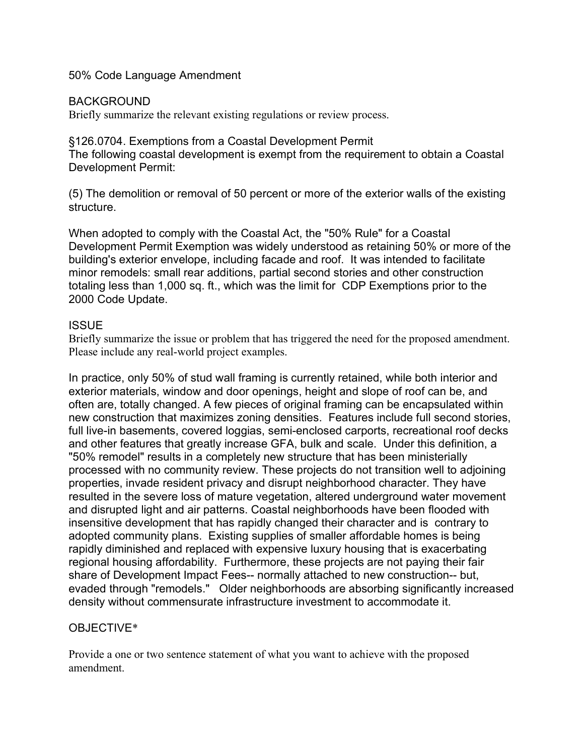# 50% Code Language Amendment

## BACKGROUND

Briefly summarize the relevant existing regulations or review process.

§126.0704. Exemptions from a Coastal Development Permit
The following coastal development is exempt from the requirement to obtain a Coastal Development Permit:

(5) The demolition or removal of 50 percent or more of the exterior walls of the existing structure.

When adopted to comply with the Coastal Act, the "50% Rule" for a Coastal Development Permit Exemption was widely understood as retaining 50% or more of the building's exterior envelope, including facade and roof. It was intended to facilitate minor remodels: small rear additions, partial second stories and other construction totaling less than 1,000 sq. ft., which was the limit for CDP Exemptions prior to the 2000 Code Update.

## ISSUE

Briefly summarize the issue or problem that has triggered the need for the proposed amendment. Please include any real-world project examples.

In practice, only 50% of stud wall framing is currently retained, while both interior and exterior materials, window and door openings, height and slope of roof can be, and often are, totally changed. A few pieces of original framing can be encapsulated within new construction that maximizes zoning densities. Features include full second stories, full live-in basements, covered loggias, semi-enclosed carports, recreational roof decks and other features that greatly increase GFA, bulk and scale. Under this definition, a "50% remodel" results in a completely new structure that has been ministerially processed with no community review. These projects do not transition well to adjoining properties, invade resident privacy and disrupt neighborhood character. They have resulted in the severe loss of mature vegetation, altered underground water movement and disrupted light and air patterns. Coastal neighborhoods have been flooded with insensitive development that has rapidly changed their character and is contrary to adopted community plans. Existing supplies of smaller affordable homes is being rapidly diminished and replaced with expensive luxury housing that is exacerbating regional housing affordability. Furthermore, these projects are not paying their fair share of Development Impact Fees-- normally attached to new construction-- but, evaded through "remodels." Older neighborhoods are absorbing significantly increased density without commensurate infrastructure investment to accommodate it.

## OBJECTIVE*

Provide a one or two sentence statement of what you want to achieve with the proposed amendment.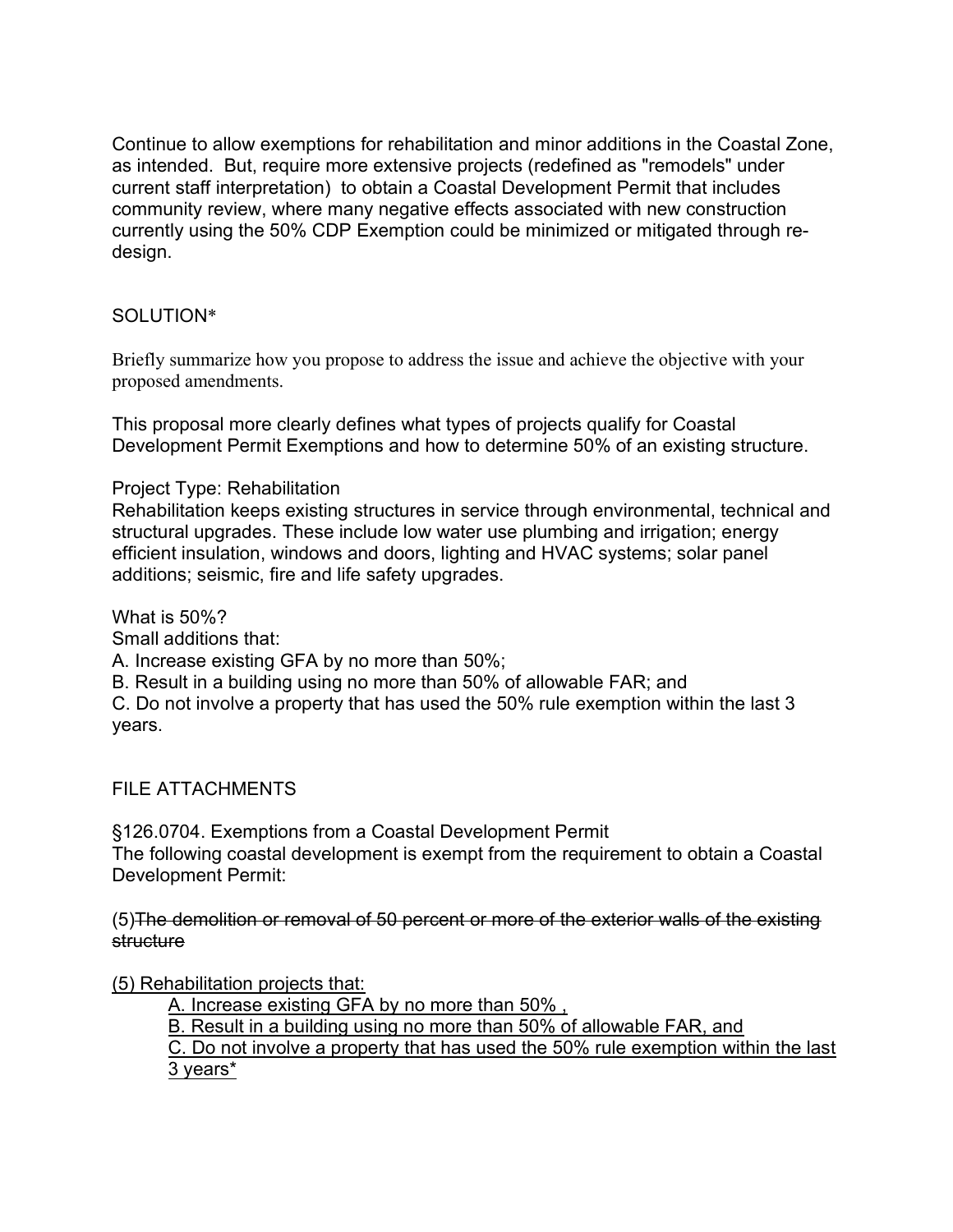Continue to allow exemptions for rehabilitation and minor additions in the Coastal Zone, as intended. But, require more extensive projects (redefined as "remodels" under current staff interpretation) to obtain a Coastal Development Permit that includes community review, where many negative effects associated with new construction currently using the 50% CDP Exemption could be minimized or mitigated through re-design.

SOLUTION*

Briefly summarize how you propose to address the issue and achieve the objective with your proposed amendments.

This proposal more clearly defines what types of projects qualify for Coastal Development Permit Exemptions and how to determine 50% of an existing structure.

Project Type: Rehabilitation
Rehabilitation keeps existing structures in service through environmental, technical and structural upgrades. These include low water use plumbing and irrigation; energy efficient insulation, windows and doors, lighting and HVAC systems; solar panel additions; seismic, fire and life safety upgrades.

What is 50%?
Small additions that:
A. Increase existing GFA by no more than 50%;
B. Result in a building using no more than 50% of allowable FAR; and
C. Do not involve a property that has used the 50% rule exemption within the last 3 years.

FILE ATTACHMENTS

§126.0704. Exemptions from a Coastal Development Permit
The following coastal development is exempt from the requirement to obtain a Coastal Development Permit:

(5)~~The demolition or removal of 50 percent or more of the exterior walls of the existing structure~~

<u>(5) Rehabilitation projects that:</u>

> <u>A. Increase existing GFA by no more than 50% ,</u>
> <u>B. Result in a building using no more than 50% of allowable FAR, and</u>
> <u>C. Do not involve a property that has used the 50% rule exemption within the last 3 years*</u>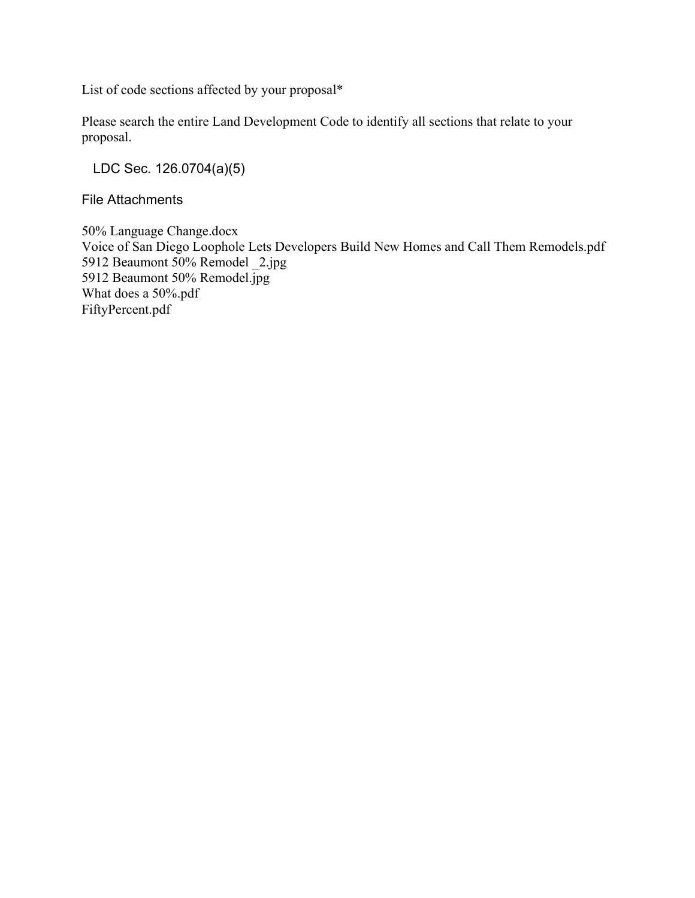List of code sections affected by your proposal*

Please search the entire Land Development Code to identify all sections that relate to your proposal.

LDC Sec. 126.0704(a)(5)

File Attachments

50% Language Change.docx
Voice of San Diego Loophole Lets Developers Build New Homes and Call Them Remodels.pdf
5912 Beaumont 50% Remodel _2.jpg
5912 Beaumont 50% Remodel.jpg
What does a 50%.pdf
FiftyPercent.pdf